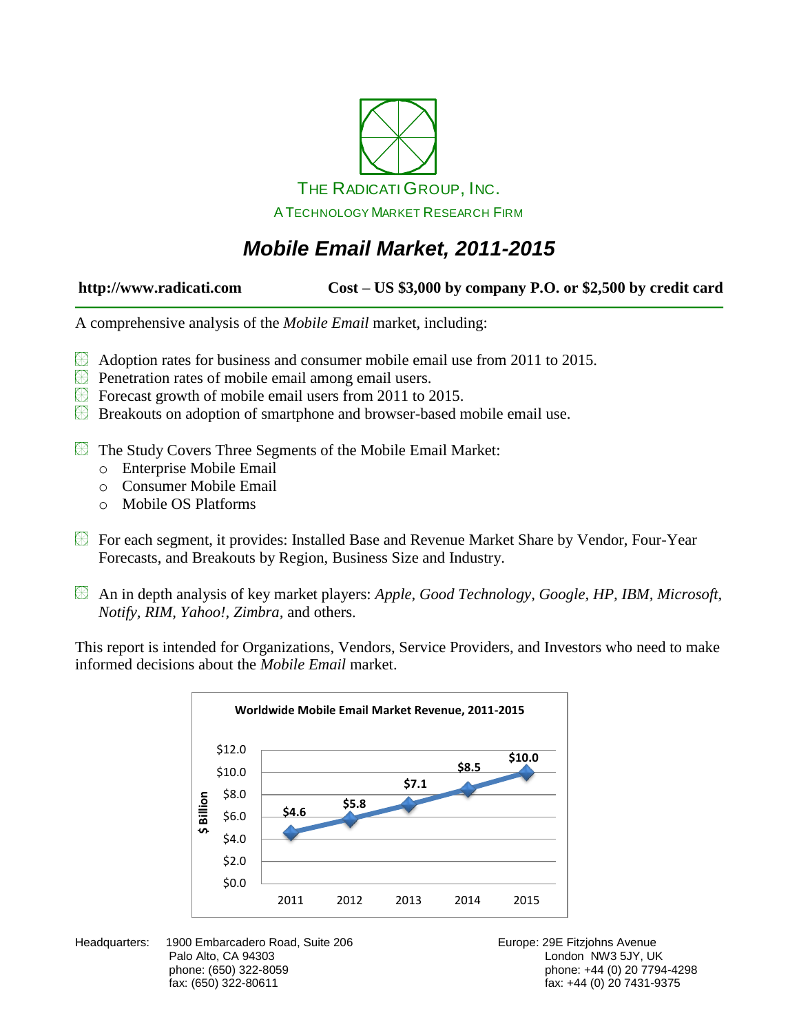THE RADICATI GROUP, INC.

A TECHNOLOGY MARKET RESEARCH FIRM

# *Mobile Email Market, 2011-2015*

**http://www.radicati.com** **Cost – US $3,000 by company P.O. or $2,500 by credit card**

A comprehensive analysis of the *Mobile Email* market, including:

- Adoption rates for business and consumer mobile email use from 2011 to 2015.
- Penetration rates of mobile email among email users.
- Forecast growth of mobile email users from 2011 to 2015.
- Breakouts on adoption of smartphone and browser-based mobile email use.

- The Study Covers Three Segments of the Mobile Email Market:
  - Enterprise Mobile Email
  - Consumer Mobile Email
  - Mobile OS Platforms

- For each segment, it provides: Installed Base and Revenue Market Share by Vendor, Four-Year Forecasts, and Breakouts by Region, Business Size and Industry.

- An in depth analysis of key market players: *Apple, Good Technology, Google, HP, IBM, Microsoft, Notify, RIM, Yahoo!, Zimbra,* and others.

This report is intended for Organizations, Vendors, Service Providers, and Investors who need to make informed decisions about the *Mobile Email* market.

**Worldwide Mobile Email Market Revenue, 2011-2015**

| Year | $ Billion |
|---|---|
| 2011 | $4.6 |
| 2012 | $5.8 |
| 2013 | $7.1 |
| 2014 | $8.5 |
| 2015 | $10.0 |

Headquarters: 1900 Embarcadero Road, Suite 206
Palo Alto, CA 94303
phone: (650) 322-8059
fax: (650) 322-80611

Europe: 29E Fitzjohns Avenue
London NW3 5JY, UK
phone: +44 (0) 20 7794-4298
fax: +44 (0) 20 7431-9375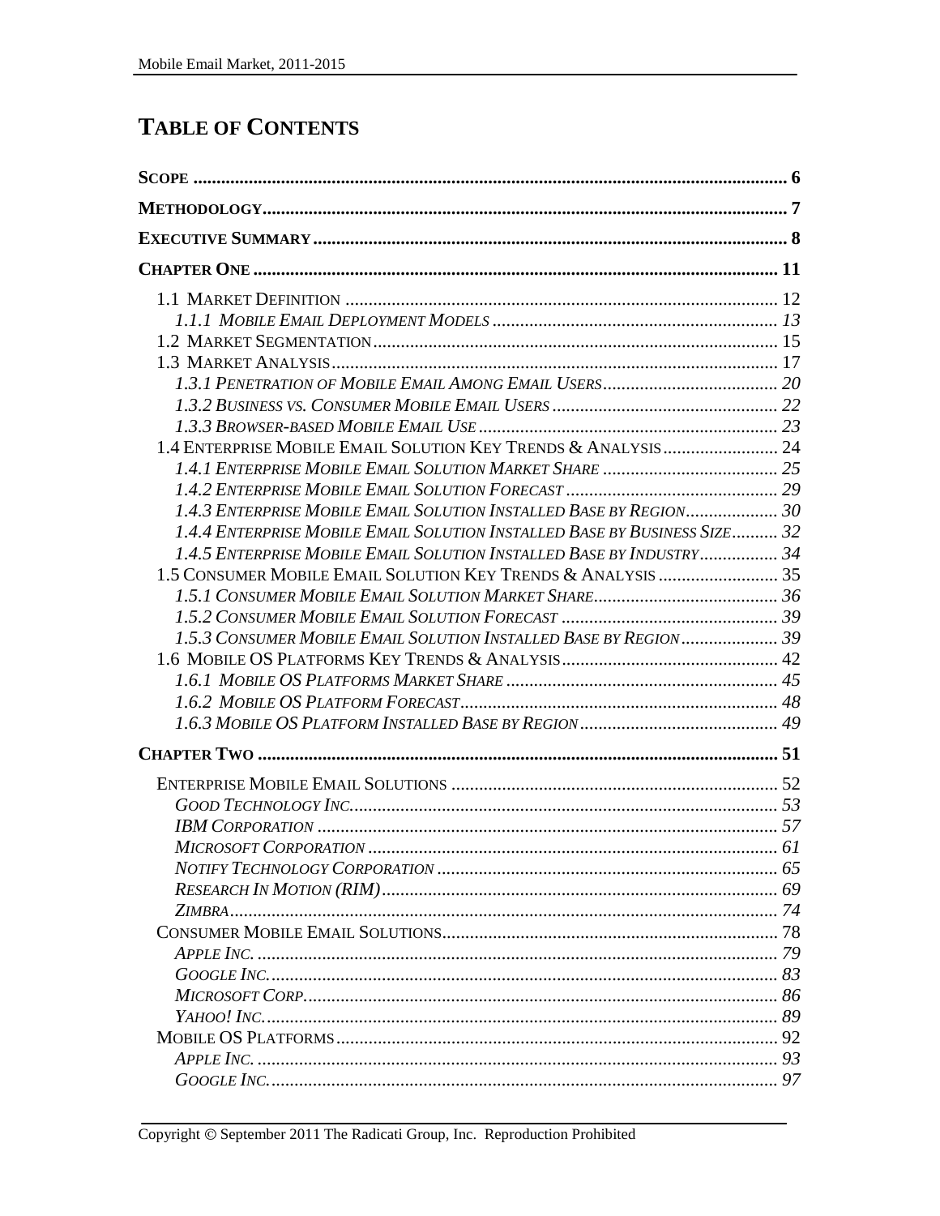# TABLE OF CONTENTS

**SCOPE** ..... 6

**METHODOLOGY** ..... 7

**EXECUTIVE SUMMARY** ..... 8

**CHAPTER ONE** ..... 11

- 1.1 MARKET DEFINITION ..... 12
  - *1.1.1 MOBILE EMAIL DEPLOYMENT MODELS* ..... 13
- 1.2 MARKET SEGMENTATION ..... 15
- 1.3 MARKET ANALYSIS ..... 17
  - *1.3.1 PENETRATION OF MOBILE EMAIL AMONG EMAIL USERS* ..... 20
  - *1.3.2 BUSINESS VS. CONSUMER MOBILE EMAIL USERS* ..... 22
  - *1.3.3 BROWSER-BASED MOBILE EMAIL USE* ..... 23
- 1.4 ENTERPRISE MOBILE EMAIL SOLUTION KEY TRENDS & ANALYSIS ..... 24
  - *1.4.1 ENTERPRISE MOBILE EMAIL SOLUTION MARKET SHARE* ..... 25
  - *1.4.2 ENTERPRISE MOBILE EMAIL SOLUTION FORECAST* ..... 29
  - *1.4.3 ENTERPRISE MOBILE EMAIL SOLUTION INSTALLED BASE BY REGION* ..... 30
  - *1.4.4 ENTERPRISE MOBILE EMAIL SOLUTION INSTALLED BASE BY BUSINESS SIZE* ..... 32
  - *1.4.5 ENTERPRISE MOBILE EMAIL SOLUTION INSTALLED BASE BY INDUSTRY* ..... 34
- 1.5 CONSUMER MOBILE EMAIL SOLUTION KEY TRENDS & ANALYSIS ..... 35
  - *1.5.1 CONSUMER MOBILE EMAIL SOLUTION MARKET SHARE* ..... 36
  - *1.5.2 CONSUMER MOBILE EMAIL SOLUTION FORECAST* ..... 39
  - *1.5.3 CONSUMER MOBILE EMAIL SOLUTION INSTALLED BASE BY REGION* ..... 39
- 1.6 MOBILE OS PLATFORMS KEY TRENDS & ANALYSIS ..... 42
  - *1.6.1 MOBILE OS PLATFORMS MARKET SHARE* ..... 45
  - *1.6.2 MOBILE OS PLATFORM FORECAST* ..... 48
  - *1.6.3 MOBILE OS PLATFORM INSTALLED BASE BY REGION* ..... 49

**CHAPTER TWO** ..... 51

- ENTERPRISE MOBILE EMAIL SOLUTIONS ..... 52
  - *GOOD TECHNOLOGY INC.* ..... 53
  - *IBM CORPORATION* ..... 57
  - *MICROSOFT CORPORATION* ..... 61
  - *NOTIFY TECHNOLOGY CORPORATION* ..... 65
  - *RESEARCH IN MOTION (RIM)* ..... 69
  - *ZIMBRA* ..... 74
- CONSUMER MOBILE EMAIL SOLUTIONS ..... 78
  - *APPLE INC.* ..... 79
  - *GOOGLE INC.* ..... 83
  - *MICROSOFT CORP.* ..... 86
  - *YAHOO! INC.* ..... 89
- MOBILE OS PLATFORMS ..... 92
  - *APPLE INC.* ..... 93
  - *GOOGLE INC.* ..... 97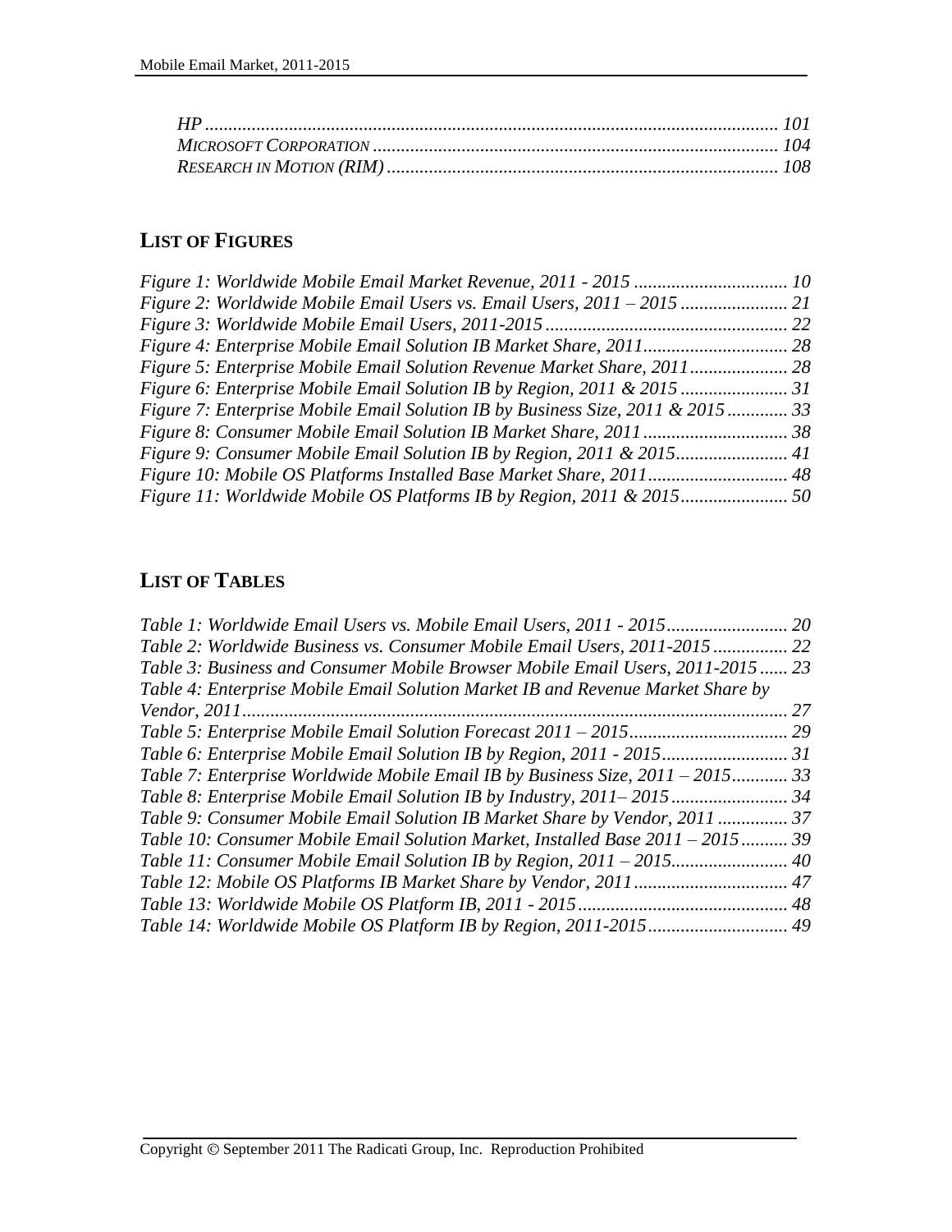*HP* .......................................................................................................................... 101
*MICROSOFT CORPORATION* ...................................................................................... 104
*RESEARCH IN MOTION (RIM)* .................................................................................... 108

## LIST OF FIGURES

*Figure 1: Worldwide Mobile Email Market Revenue, 2011 - 2015* ................................. 10
*Figure 2: Worldwide Mobile Email Users vs. Email Users, 2011 – 2015* ....................... 21
*Figure 3: Worldwide Mobile Email Users, 2011-2015* .................................................... 22
*Figure 4: Enterprise Mobile Email Solution IB Market Share, 2011*............................... 28
*Figure 5: Enterprise Mobile Email Solution Revenue Market Share, 2011*..................... 28
*Figure 6: Enterprise Mobile Email Solution IB by Region, 2011 & 2015* ....................... 31
*Figure 7: Enterprise Mobile Email Solution IB by Business Size, 2011 & 2015* ............. 33
*Figure 8: Consumer Mobile Email Solution IB Market Share, 2011* ............................... 38
*Figure 9: Consumer Mobile Email Solution IB by Region, 2011 & 2015*........................ 41
*Figure 10: Mobile OS Platforms Installed Base Market Share, 2011*.............................. 48
*Figure 11: Worldwide Mobile OS Platforms IB by Region, 2011 & 2015*....................... 50

## LIST OF TABLES

*Table 1: Worldwide Email Users vs. Mobile Email Users, 2011 - 2015*.......................... 20
*Table 2: Worldwide Business vs. Consumer Mobile Email Users, 2011-2015* ................ 22
*Table 3: Business and Consumer Mobile Browser Mobile Email Users, 2011-2015* ...... 23
*Table 4: Enterprise Mobile Email Solution Market IB and Revenue Market Share by Vendor, 2011*.................................................................................................................... 27
*Table 5: Enterprise Mobile Email Solution Forecast 2011 – 2015*.................................. 29
*Table 6: Enterprise Mobile Email Solution IB by Region, 2011 - 2015*........................... 31
*Table 7: Enterprise Worldwide Mobile Email IB by Business Size, 2011 – 2015*............ 33
*Table 8: Enterprise Mobile Email Solution IB by Industry, 2011– 2015* ......................... 34
*Table 9: Consumer Mobile Email Solution IB Market Share by Vendor, 2011* ............... 37
*Table 10: Consumer Mobile Email Solution Market, Installed Base 2011 – 2015* .......... 39
*Table 11: Consumer Mobile Email Solution IB by Region, 2011 – 2015*......................... 40
*Table 12: Mobile OS Platforms IB Market Share by Vendor, 2011* ................................. 47
*Table 13: Worldwide Mobile OS Platform IB, 2011 - 2015* ............................................. 48
*Table 14: Worldwide Mobile OS Platform IB by Region, 2011-2015* .............................. 49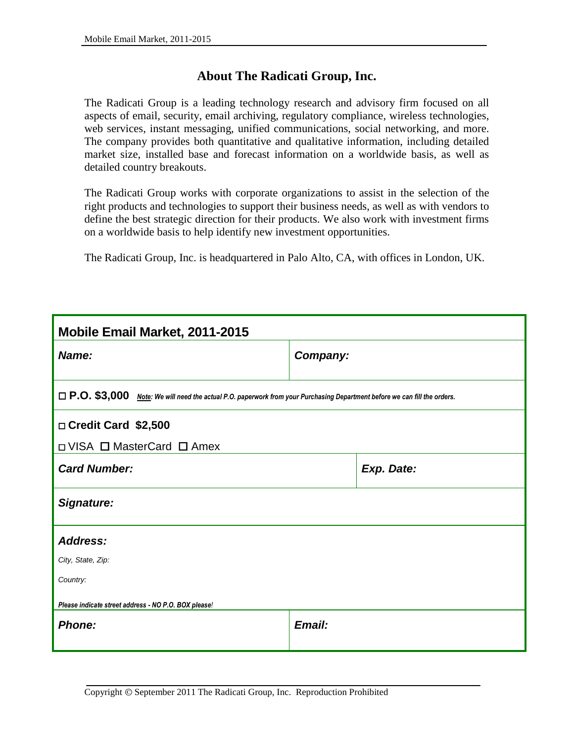## About The Radicati Group, Inc.

The Radicati Group is a leading technology research and advisory firm focused on all aspects of email, security, email archiving, regulatory compliance, wireless technologies, web services, instant messaging, unified communications, social networking, and more. The company provides both quantitative and qualitative information, including detailed market size, installed base and forecast information on a worldwide basis, as well as detailed country breakouts.

The Radicati Group works with corporate organizations to assist in the selection of the right products and technologies to support their business needs, as well as with vendors to define the best strategic direction for their products. We also work with investment firms on a worldwide basis to help identify new investment opportunities.

The Radicati Group, Inc. is headquartered in Palo Alto, CA, with offices in London, UK.

| **Mobile Email Market, 2011-2015** | |
|---|---|
| ***Name:*** | ***Company:*** |
| ☐ **P.O. $3,000** ***Note: We will need the actual P.O. paperwork from your Purchasing Department before we can fill the orders.*** | |
| ☐ **Credit Card $2,500**<br>☐ VISA ☐ MasterCard ☐ Amex | |
| ***Card Number:*** | ***Exp. Date:*** |
| ***Signature:*** | |
| ***Address:***<br>*City, State, Zip:*<br>*Country:*<br>***Please indicate street address - NO P.O. BOX please!*** | |
| ***Phone:*** | ***Email:*** |